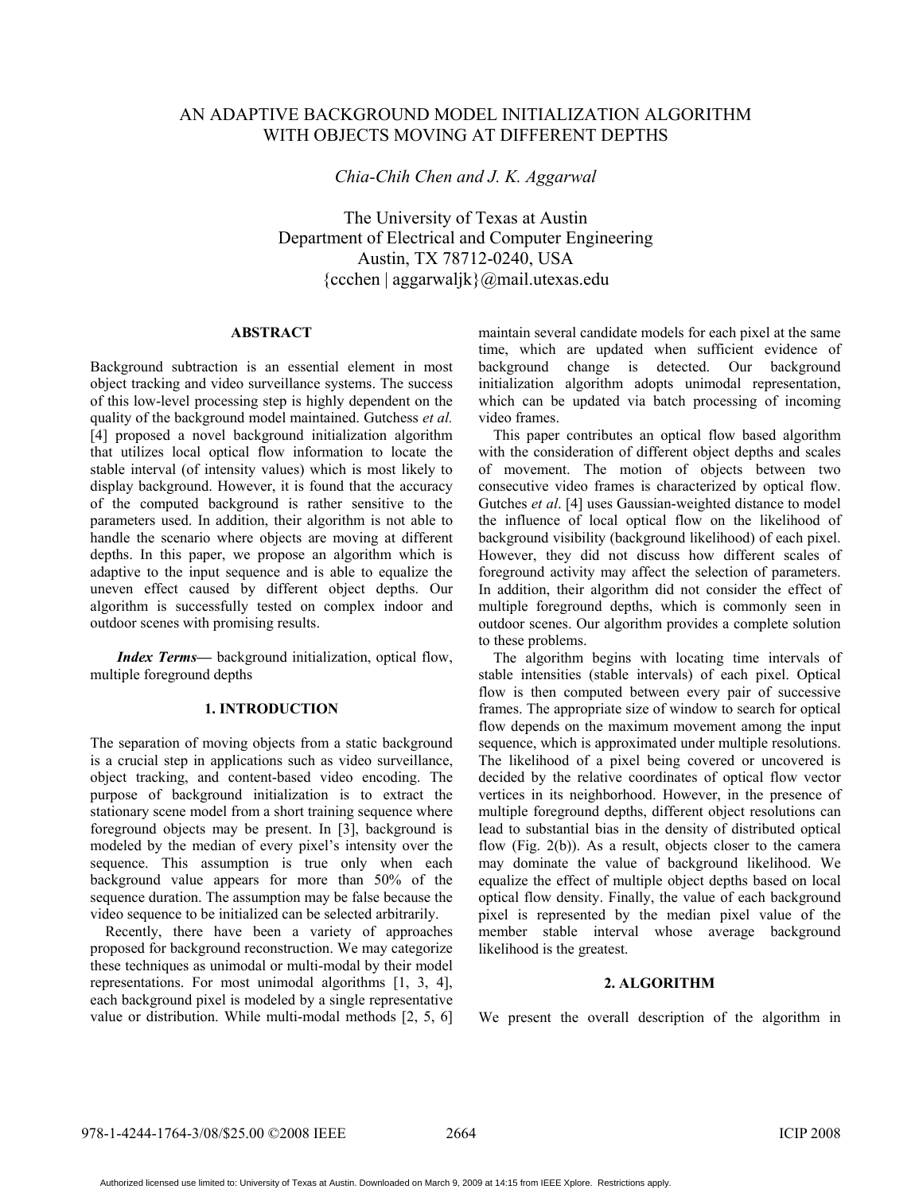# AN ADAPTIVE BACKGROUND MODEL INITIALIZATION ALGORITHM WITH OBJECTS MOVING AT DIFFERENT DEPTHS

*Chia-Chih Chen and J. K. Aggarwal*

The University of Texas at Austin
Department of Electrical and Computer Engineering
Austin, TX 78712-0240, USA
{ccchen | aggarwaljk}@mail.utexas.edu

## ABSTRACT

Background subtraction is an essential element in most object tracking and video surveillance systems. The success of this low-level processing step is highly dependent on the quality of the background model maintained. Gutchess *et al.* [4] proposed a novel background initialization algorithm that utilizes local optical flow information to locate the stable interval (of intensity values) which is most likely to display background. However, it is found that the accuracy of the computed background is rather sensitive to the parameters used. In addition, their algorithm is not able to handle the scenario where objects are moving at different depths. In this paper, we propose an algorithm which is adaptive to the input sequence and is able to equalize the uneven effect caused by different object depths. Our algorithm is successfully tested on complex indoor and outdoor scenes with promising results.

***Index Terms*****—** background initialization, optical flow, multiple foreground depths

## 1. INTRODUCTION

The separation of moving objects from a static background is a crucial step in applications such as video surveillance, object tracking, and content-based video encoding. The purpose of background initialization is to extract the stationary scene model from a short training sequence where foreground objects may be present. In [3], background is modeled by the median of every pixel's intensity over the sequence. This assumption is true only when each background value appears for more than 50% of the sequence duration. The assumption may be false because the video sequence to be initialized can be selected arbitrarily.

Recently, there have been a variety of approaches proposed for background reconstruction. We may categorize these techniques as unimodal or multi-modal by their model representations. For most unimodal algorithms [1, 3, 4], each background pixel is modeled by a single representative value or distribution. While multi-modal methods [2, 5, 6] maintain several candidate models for each pixel at the same time, which are updated when sufficient evidence of background change is detected. Our background initialization algorithm adopts unimodal representation, which can be updated via batch processing of incoming video frames.

This paper contributes an optical flow based algorithm with the consideration of different object depths and scales of movement. The motion of objects between two consecutive video frames is characterized by optical flow. Gutches *et al*. [4] uses Gaussian-weighted distance to model the influence of local optical flow on the likelihood of background visibility (background likelihood) of each pixel. However, they did not discuss how different scales of foreground activity may affect the selection of parameters. In addition, their algorithm did not consider the effect of multiple foreground depths, which is commonly seen in outdoor scenes. Our algorithm provides a complete solution to these problems.

The algorithm begins with locating time intervals of stable intensities (stable intervals) of each pixel. Optical flow is then computed between every pair of successive frames. The appropriate size of window to search for optical flow depends on the maximum movement among the input sequence, which is approximated under multiple resolutions. The likelihood of a pixel being covered or uncovered is decided by the relative coordinates of optical flow vector vertices in its neighborhood. However, in the presence of multiple foreground depths, different object resolutions can lead to substantial bias in the density of distributed optical flow (Fig. 2(b)). As a result, objects closer to the camera may dominate the value of background likelihood. We equalize the effect of multiple object depths based on local optical flow density. Finally, the value of each background pixel is represented by the median pixel value of the member stable interval whose average background likelihood is the greatest.

## 2. ALGORITHM

We present the overall description of the algorithm in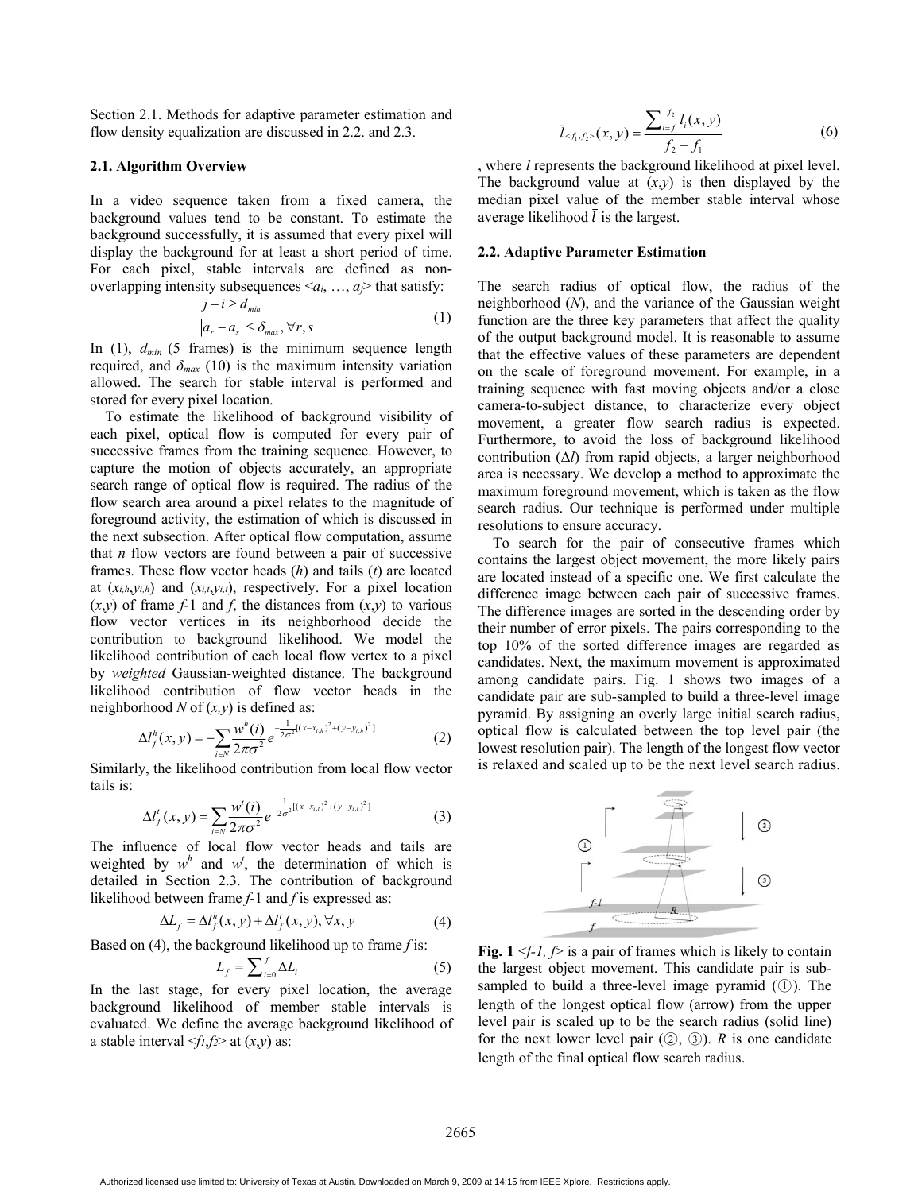Section 2.1. Methods for adaptive parameter estimation and flow density equalization are discussed in 2.2. and 2.3.

### 2.1. Algorithm Overview

In a video sequence taken from a fixed camera, the background values tend to be constant. To estimate the background successfully, it is assumed that every pixel will display the background for at least a short period of time. For each pixel, stable intervals are defined as non-overlapping intensity subsequences $<a_i, \ldots, a_j>$ that satisfy:

$$j - i \geq d_{min}$$
$$|a_r - a_s| \leq \delta_{max}, \forall r, s \tag{1}$$

In (1), $d_{min}$ (5 frames) is the minimum sequence length required, and $\delta_{max}$ (10) is the maximum intensity variation allowed. The search for stable interval is performed and stored for every pixel location.

To estimate the likelihood of background visibility of each pixel, optical flow is computed for every pair of successive frames from the training sequence. However, to capture the motion of objects accurately, an appropriate search range of optical flow is required. The radius of the flow search area around a pixel relates to the magnitude of foreground activity, the estimation of which is discussed in the next subsection. After optical flow computation, assume that $n$ flow vectors are found between a pair of successive frames. These flow vector heads ($h$) and tails ($t$) are located at $(x_{i,h}, y_{i,h})$ and $(x_{i,t}, y_{i,t})$, respectively. For a pixel location $(x,y)$ of frame $f$-1 and $f$, the distances from $(x,y)$ to various flow vector vertices in its neighborhood decide the contribution to background likelihood. We model the likelihood contribution of each local flow vertex to a pixel by *weighted* Gaussian-weighted distance. The background likelihood contribution of flow vector heads in the neighborhood $N$ of $(x,y)$ is defined as:

$$\Delta l_f^h(x,y) = -\sum_{i \in N} \frac{w^h(i)}{2\pi\sigma^2} e^{-\frac{1}{2\sigma^2}[(x - x_{i,h})^2 + (y - y_{i,h})^2]} \tag{2}$$

Similarly, the likelihood contribution from local flow vector tails is:

$$\Delta l_f^t(x,y) = \sum_{i \in N} \frac{w^t(i)}{2\pi\sigma^2} e^{-\frac{1}{2\sigma^2}[(x - x_{i,t})^2 + (y - y_{i,t})^2]} \tag{3}$$

The influence of local flow vector heads and tails are weighted by $w^h$ and $w^t$, the determination of which is detailed in Section 2.3. The contribution of background likelihood between frame $f$-1 and $f$ is expressed as:

$$\Delta L_f = \Delta l_f^h(x,y) + \Delta l_f^t(x,y), \forall x, y \tag{4}$$

Based on (4), the background likelihood up to frame $f$ is:

$$L_f = \sum_{i=0}^{f} \Delta L_i \tag{5}$$

In the last stage, for every pixel location, the average background likelihood of member stable intervals is evaluated. We define the average background likelihood of a stable interval $<f_1, f_2>$ at $(x,y)$ as:

$$\bar{l}_{<f_1, f_2>}(x,y) = \frac{\sum_{i=f_1}^{f_2} l_i(x,y)}{f_2 - f_1} \tag{6}$$

, where $l$ represents the background likelihood at pixel level. The background value at $(x,y)$ is then displayed by the median pixel value of the member stable interval whose average likelihood $\bar{l}$ is the largest.

### 2.2. Adaptive Parameter Estimation

The search radius of optical flow, the radius of the neighborhood ($N$), and the variance of the Gaussian weight function are the three key parameters that affect the quality of the output background model. It is reasonable to assume that the effective values of these parameters are dependent on the scale of foreground movement. For example, in a training sequence with fast moving objects and/or a close camera-to-subject distance, to characterize every object movement, a greater flow search radius is expected. Furthermore, to avoid the loss of background likelihood contribution ($\Delta l$) from rapid objects, a larger neighborhood area is necessary. We develop a method to approximate the maximum foreground movement, which is taken as the flow search radius. Our technique is performed under multiple resolutions to ensure accuracy.

To search for the pair of consecutive frames which contains the largest object movement, the more likely pairs are located instead of a specific one. We first calculate the difference image between each pair of successive frames. The difference images are sorted in the descending order by their number of error pixels. The pairs corresponding to the top 10% of the sorted difference images are regarded as candidates. Next, the maximum movement is approximated among candidate pairs. Fig. 1 shows two images of a candidate pair are sub-sampled to build a three-level image pyramid. By assigning an overly large initial search radius, optical flow is calculated between the top level pair (the lowest resolution pair). The length of the longest flow vector is relaxed and scaled up to be the next level search radius.

**Fig. 1** $<f\text{-}1, f>$ is a pair of frames which is likely to contain the largest object movement. This candidate pair is sub-sampled to build a three-level image pyramid (①). The length of the longest optical flow (arrow) from the upper level pair is scaled up to be the search radius (solid line) for the next lower level pair (②, ③). $R$ is one candidate length of the final optical flow search radius.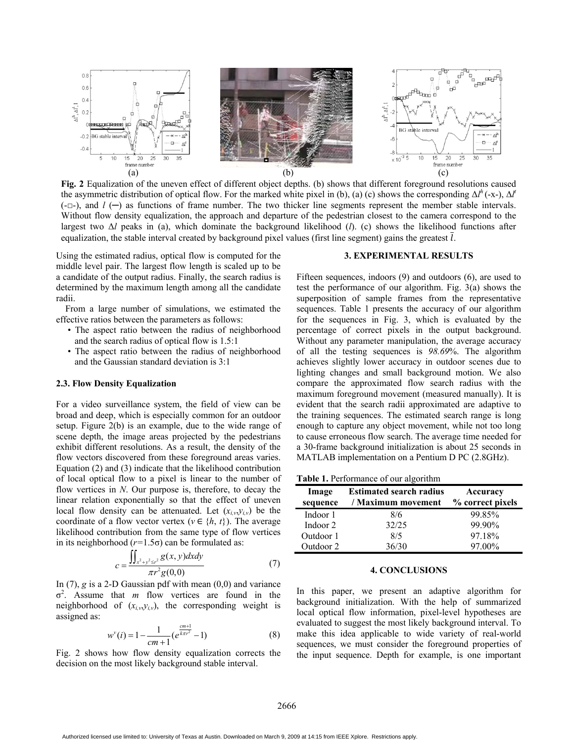**Fig. 2** Equalization of the uneven effect of different object depths. (b) shows that different foreground resolutions caused the asymmetric distribution of optical flow. For the marked white pixel in (b), (a) (c) shows the corresponding $\Delta l^h$ (-x-), $\Delta l^t$ (-□-), and $l$ (─) as functions of frame number. The two thicker line segments represent the member stable intervals. Without flow density equalization, the approach and departure of the pedestrian closest to the camera correspond to the largest two $\Delta l$ peaks in (a), which dominate the background likelihood ($l$). (c) shows the likelihood functions after equalization, the stable interval created by background pixel values (first line segment) gains the greatest $\bar{l}$.

Using the estimated radius, optical flow is computed for the middle level pair. The largest flow length is scaled up to be a candidate of the output radius. Finally, the search radius is determined by the maximum length among all the candidate radii.

From a large number of simulations, we estimated the effective ratios between the parameters as follows:

- The aspect ratio between the radius of neighborhood and the search radius of optical flow is 1.5:1
- The aspect ratio between the radius of neighborhood and the Gaussian standard deviation is 3:1

### 2.3. Flow Density Equalization

For a video surveillance system, the field of view can be broad and deep, which is especially common for an outdoor setup. Figure 2(b) is an example, due to the wide range of scene depth, the image areas projected by the pedestrians exhibit different resolutions. As a result, the density of the flow vectors discovered from these foreground areas varies. Equation (2) and (3) indicate that the likelihood contribution of local optical flow to a pixel is linear to the number of flow vertices in $N$. Our purpose is, therefore, to decay the linear relation exponentially so that the effect of uneven local flow density can be attenuated. Let $(x_{i,v}, y_{i,v})$ be the coordinate of a flow vector vertex ($v \in \{h, t\}$). The average likelihood contribution from the same type of flow vertices in its neighborhood ($r$=1.5σ) can be formulated as:

$$c = \frac{\iint_{x^2+y^2 \le r^2} g(x,y)dxdy}{\pi r^2 g(0,0)} \tag{7}$$

In (7), $g$ is a 2-D Gaussian pdf with mean (0,0) and variance $\sigma^2$. Assume that $m$ flow vertices are found in the neighborhood of $(x_{i,v}, y_{i,v})$, the corresponding weight is assigned as:

$$w^v(i) = 1 - \frac{1}{cm+1}\left(e^{\frac{cm+1}{k\pi r^2}} - 1\right) \tag{8}$$

Fig. 2 shows how flow density equalization corrects the decision on the most likely background stable interval.

## 3. EXPERIMENTAL RESULTS

Fifteen sequences, indoors (9) and outdoors (6), are used to test the performance of our algorithm. Fig. 3(a) shows the superposition of sample frames from the representative sequences. Table 1 presents the accuracy of our algorithm for the sequences in Fig. 3, which is evaluated by the percentage of correct pixels in the output background. Without any parameter manipulation, the average accuracy of all the testing sequences is *98.69*%. The algorithm achieves slightly lower accuracy in outdoor scenes due to lighting changes and small background motion. We also compare the approximated flow search radius with the maximum foreground movement (measured manually). It is evident that the search radii approximated are adaptive to the training sequences. The estimated search range is long enough to capture any object movement, while not too long to cause erroneous flow search. The average time needed for a 30-frame background initialization is about 25 seconds in MATLAB implementation on a Pentium D PC (2.8GHz).

**Table 1.** Performance of our algorithm

| Image sequence | Estimated search radius / Maximum movement | Accuracy % correct pixels |
|---|---|---|
| Indoor 1 | 8/6 | 99.85% |
| Indoor 2 | 32/25 | 99.90% |
| Outdoor 1 | 8/5 | 97.18% |
| Outdoor 2 | 36/30 | 97.00% |

## 4. CONCLUSIONS

In this paper, we present an adaptive algorithm for background initialization. With the help of summarized local optical flow information, pixel-level hypotheses are evaluated to suggest the most likely background interval. To make this idea applicable to wide variety of real-world sequences, we must consider the foreground properties of the input sequence. Depth for example, is one important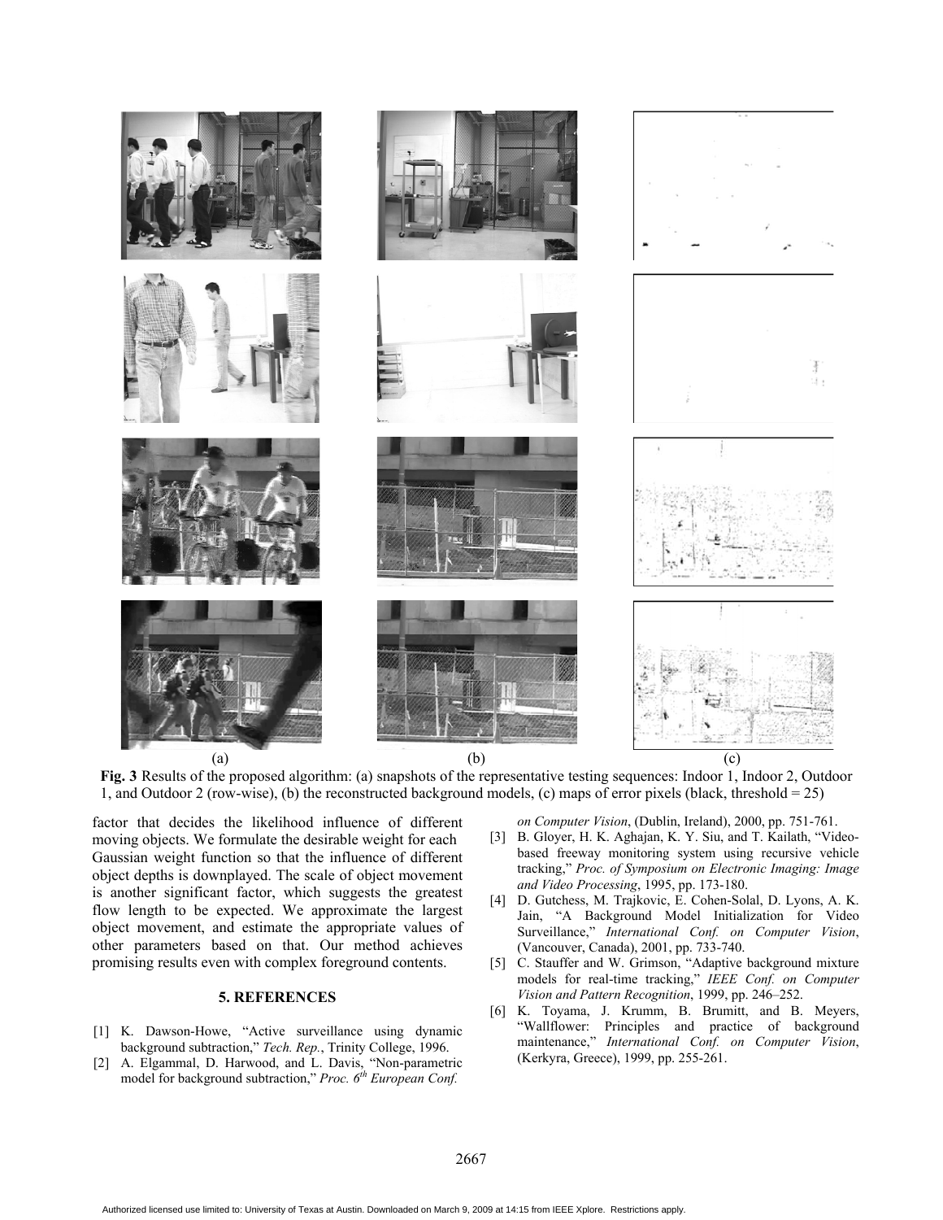(a) (b) (c)

**Fig. 3** Results of the proposed algorithm: (a) snapshots of the representative testing sequences: Indoor 1, Indoor 2, Outdoor 1, and Outdoor 2 (row-wise), (b) the reconstructed background models, (c) maps of error pixels (black, threshold = 25)

factor that decides the likelihood influence of different moving objects. We formulate the desirable weight for each Gaussian weight function so that the influence of different object depths is downplayed. The scale of object movement is another significant factor, which suggests the greatest flow length to be expected. We approximate the largest object movement, and estimate the appropriate values of other parameters based on that. Our method achieves promising results even with complex foreground contents.

## 5. REFERENCES

[1] K. Dawson-Howe, "Active surveillance using dynamic background subtraction," *Tech. Rep.*, Trinity College, 1996.

[2] A. Elgammal, D. Harwood, and L. Davis, "Non-parametric model for background subtraction," *Proc. 6th European Conf. on Computer Vision*, (Dublin, Ireland), 2000, pp. 751-761.

[3] B. Gloyer, H. K. Aghajan, K. Y. Siu, and T. Kailath, "Video-based freeway monitoring system using recursive vehicle tracking," *Proc. of Symposium on Electronic Imaging: Image and Video Processing*, 1995, pp. 173-180.

[4] D. Gutchess, M. Trajkovic, E. Cohen-Solal, D. Lyons, A. K. Jain, "A Background Model Initialization for Video Surveillance," *International Conf. on Computer Vision*, (Vancouver, Canada), 2001, pp. 733-740.

[5] C. Stauffer and W. Grimson, "Adaptive background mixture models for real-time tracking," *IEEE Conf. on Computer Vision and Pattern Recognition*, 1999, pp. 246–252.

[6] K. Toyama, J. Krumm, B. Brumitt, and B. Meyers, "Wallflower: Principles and practice of background maintenance," *International Conf. on Computer Vision*, (Kerkyra, Greece), 1999, pp. 255-261.